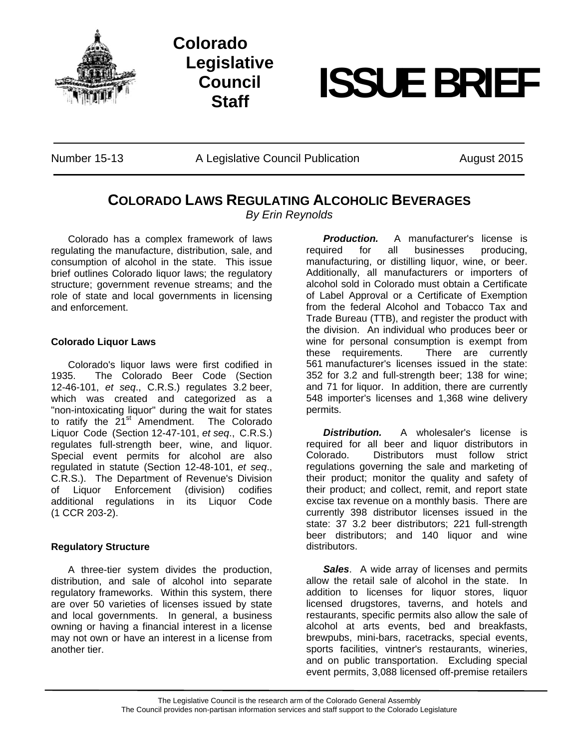# Colorado Legislative Council Staff

# ISSUE BRIEF

Number 15-13 | A Legislative Council Publication | August 2015

## COLORADO LAWS REGULATING ALCOHOLIC BEVERAGES

*By Erin Reynolds*

Colorado has a complex framework of laws regulating the manufacture, distribution, sale, and consumption of alcohol in the state. This issue brief outlines Colorado liquor laws; the regulatory structure; government revenue streams; and the role of state and local governments in licensing and enforcement.

### Colorado Liquor Laws

Colorado's liquor laws were first codified in 1935. The Colorado Beer Code (Section 12-46-101, *et seq*., C.R.S.) regulates 3.2 beer, which was created and categorized as a "non-intoxicating liquor" during the wait for states to ratify the 21st Amendment. The Colorado Liquor Code (Section 12-47-101, *et seq*., C.R.S.) regulates full-strength beer, wine, and liquor. Special event permits for alcohol are also regulated in statute (Section 12-48-101, *et seq*., C.R.S.). The Department of Revenue's Division of Liquor Enforcement (division) codifies additional regulations in its Liquor Code (1 CCR 203-2).

### Regulatory Structure

A three-tier system divides the production, distribution, and sale of alcohol into separate regulatory frameworks. Within this system, there are over 50 varieties of licenses issued by state and local governments. In general, a business owning or having a financial interest in a license may not own or have an interest in a license from another tier.

***Production.*** A manufacturer's license is required for all businesses producing, manufacturing, or distilling liquor, wine, or beer. Additionally, all manufacturers or importers of alcohol sold in Colorado must obtain a Certificate of Label Approval or a Certificate of Exemption from the federal Alcohol and Tobacco Tax and Trade Bureau (TTB), and register the product with the division. An individual who produces beer or wine for personal consumption is exempt from these requirements. There are currently 561 manufacturer's licenses issued in the state: 352 for 3.2 and full-strength beer; 138 for wine; and 71 for liquor. In addition, there are currently 548 importer's licenses and 1,368 wine delivery permits.

***Distribution.*** A wholesaler's license is required for all beer and liquor distributors in Colorado. Distributors must follow strict regulations governing the sale and marketing of their product; monitor the quality and safety of their product; and collect, remit, and report state excise tax revenue on a monthly basis. There are currently 398 distributor licenses issued in the state: 37 3.2 beer distributors; 221 full-strength beer distributors; and 140 liquor and wine distributors.

***Sales***. A wide array of licenses and permits allow the retail sale of alcohol in the state. In addition to licenses for liquor stores, liquor licensed drugstores, taverns, and hotels and restaurants, specific permits also allow the sale of alcohol at arts events, bed and breakfasts, brewpubs, mini-bars, racetracks, special events, sports facilities, vintner's restaurants, wineries, and on public transportation. Excluding special event permits, 3,088 licensed off-premise retailers

The Legislative Council is the research arm of the Colorado General Assembly
The Council provides non-partisan information services and staff support to the Colorado Legislature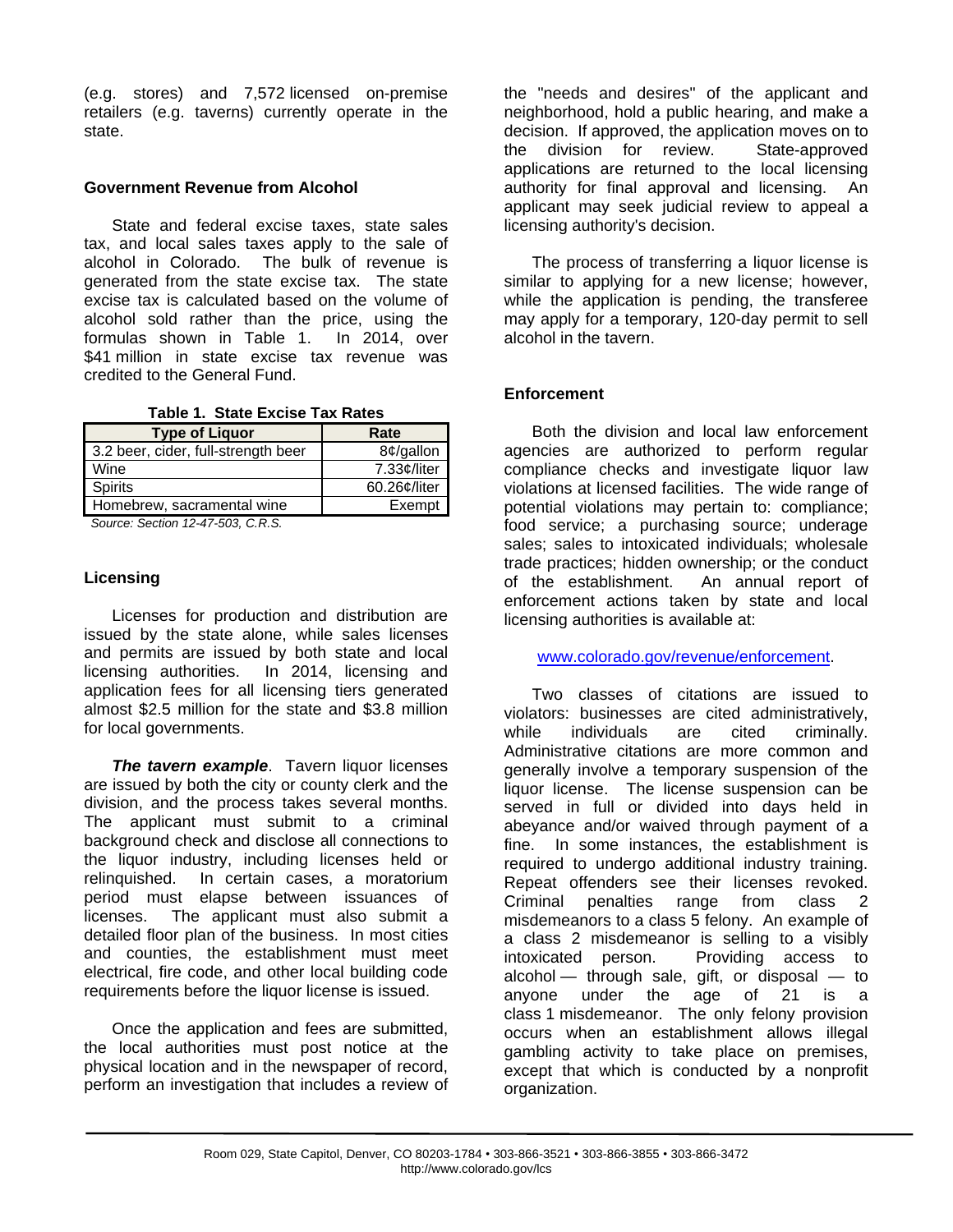(e.g. stores) and 7,572 licensed on-premise retailers (e.g. taverns) currently operate in the state.

## Government Revenue from Alcohol

State and federal excise taxes, state sales tax, and local sales taxes apply to the sale of alcohol in Colorado. The bulk of revenue is generated from the state excise tax. The state excise tax is calculated based on the volume of alcohol sold rather than the price, using the formulas shown in Table 1. In 2014, over $41 million in state excise tax revenue was credited to the General Fund.

**Table 1. State Excise Tax Rates**

| Type of Liquor | Rate |
|---|---|
| 3.2 beer, cider, full-strength beer | 8¢/gallon |
| Wine | 7.33¢/liter |
| Spirits | 60.26¢/liter |
| Homebrew, sacramental wine | Exempt |

*Source: Section 12-47-503, C.R.S.*

## Licensing

Licenses for production and distribution are issued by the state alone, while sales licenses and permits are issued by both state and local licensing authorities. In 2014, licensing and application fees for all licensing tiers generated almost $2.5 million for the state and $3.8 million for local governments.

***The tavern example***. Tavern liquor licenses are issued by both the city or county clerk and the division, and the process takes several months. The applicant must submit to a criminal background check and disclose all connections to the liquor industry, including licenses held or relinquished. In certain cases, a moratorium period must elapse between issuances of licenses. The applicant must also submit a detailed floor plan of the business. In most cities and counties, the establishment must meet electrical, fire code, and other local building code requirements before the liquor license is issued.

Once the application and fees are submitted, the local authorities must post notice at the physical location and in the newspaper of record, perform an investigation that includes a review of the "needs and desires" of the applicant and neighborhood, hold a public hearing, and make a decision. If approved, the application moves on to the division for review. State-approved applications are returned to the local licensing authority for final approval and licensing. An applicant may seek judicial review to appeal a licensing authority's decision.

The process of transferring a liquor license is similar to applying for a new license; however, while the application is pending, the transferee may apply for a temporary, 120-day permit to sell alcohol in the tavern.

## Enforcement

Both the division and local law enforcement agencies are authorized to perform regular compliance checks and investigate liquor law violations at licensed facilities. The wide range of potential violations may pertain to: compliance; food service; a purchasing source; underage sales; sales to intoxicated individuals; wholesale trade practices; hidden ownership; or the conduct of the establishment. An annual report of enforcement actions taken by state and local licensing authorities is available at:

www.colorado.gov/revenue/enforcement.

Two classes of citations are issued to violators: businesses are cited administratively, while individuals are cited criminally. Administrative citations are more common and generally involve a temporary suspension of the liquor license. The license suspension can be served in full or divided into days held in abeyance and/or waived through payment of a fine. In some instances, the establishment is required to undergo additional industry training. Repeat offenders see their licenses revoked. Criminal penalties range from class 2 misdemeanors to a class 5 felony. An example of a class 2 misdemeanor is selling to a visibly intoxicated person. Providing access to alcohol — through sale, gift, or disposal — to anyone under the age of 21 is a class 1 misdemeanor. The only felony provision occurs when an establishment allows illegal gambling activity to take place on premises, except that which is conducted by a nonprofit organization.